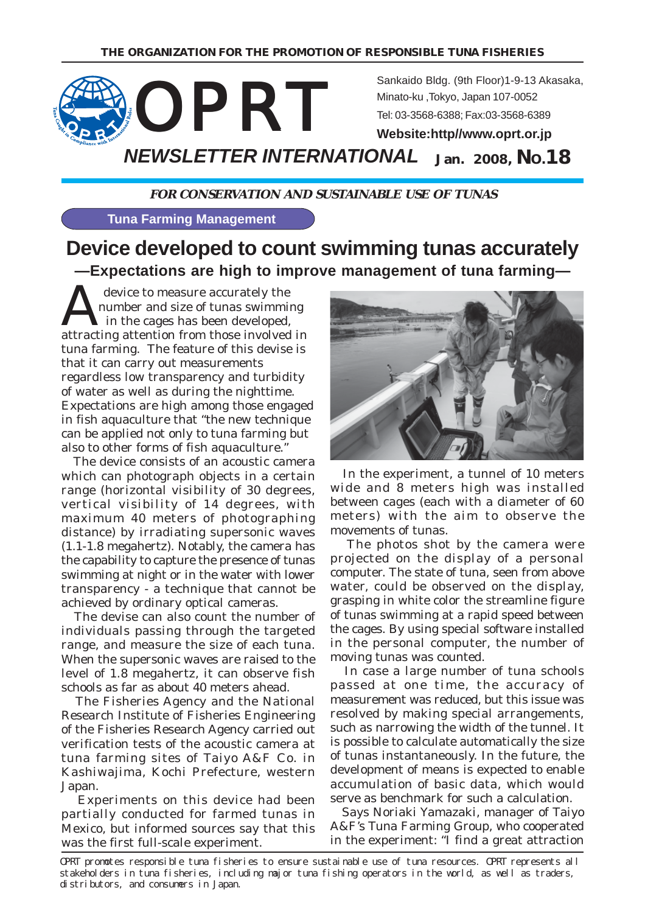THE ORGANIZATION FOR THE PROMOTION OF RESPONSIBLE TUNA FISHERIES

# OPRT

Sankaido Bldg. (9th Floor)1-9-13 Akasaka, Minato-ku ,Tokyo, Japan 107-0052
Tel: 03-3568-6388; Fax:03-3568-6389
**Website:http//www.oprt.or.jp**

## *NEWSLETTER INTERNATIONAL* Jan. 2008, No.18

***FOR CONSERVATION AND SUSTAINABLE USE OF TUNAS***

**Tuna Farming Management**

# Device developed to count swimming tunas accurately

## —Expectations are high to improve management of tuna farming—

A device to measure accurately the number and size of tunas swimming in the cages has been developed, attracting attention from those involved in tuna farming. The feature of this devise is that it can carry out measurements regardless low transparency and turbidity of water as well as during the nighttime. Expectations are high among those engaged in fish aquaculture that "the new technique can be applied not only to tuna farming but also to other forms of fish aquaculture."

The device consists of an acoustic camera which can photograph objects in a certain range (horizontal visibility of 30 degrees, vertical visibility of 14 degrees, with maximum 40 meters of photographing distance) by irradiating supersonic waves (1.1-1.8 megahertz). Notably, the camera has the capability to capture the presence of tunas swimming at night or in the water with lower transparency - a technique that cannot be achieved by ordinary optical cameras.

The devise can also count the number of individuals passing through the targeted range, and measure the size of each tuna. When the supersonic waves are raised to the level of 1.8 megahertz, it can observe fish schools as far as about 40 meters ahead.

The Fisheries Agency and the National Research Institute of Fisheries Engineering of the Fisheries Research Agency carried out verification tests of the acoustic camera at tuna farming sites of Taiyo A&F Co. in Kashiwajima, Kochi Prefecture, western Japan.

Experiments on this device had been partially conducted for farmed tunas in Mexico, but informed sources say that this was the first full-scale experiment.

In the experiment, a tunnel of 10 meters wide and 8 meters high was installed between cages (each with a diameter of 60 meters) with the aim to observe the movements of tunas.

The photos shot by the camera were projected on the display of a personal computer. The state of tuna, seen from above water, could be observed on the display, grasping in white color the streamline figure of tunas swimming at a rapid speed between the cages. By using special software installed in the personal computer, the number of moving tunas was counted.

In case a large number of tuna schools passed at one time, the accuracy of measurement was reduced, but this issue was resolved by making special arrangements, such as narrowing the width of the tunnel. It is possible to calculate automatically the size of tunas instantaneously. In the future, the development of means is expected to enable accumulation of basic data, which would serve as benchmark for such a calculation.

Says Noriaki Yamazaki, manager of Taiyo A&F's Tuna Farming Group, who cooperated in the experiment: "I find a great attraction

OPRT promotes responsible tuna fisheries to ensure sustainable use of tuna resources. OPRT represents all stakeholders in tuna fisheries, including major tuna fishing operators in the world, as well as traders, distributors, and consumers in Japan.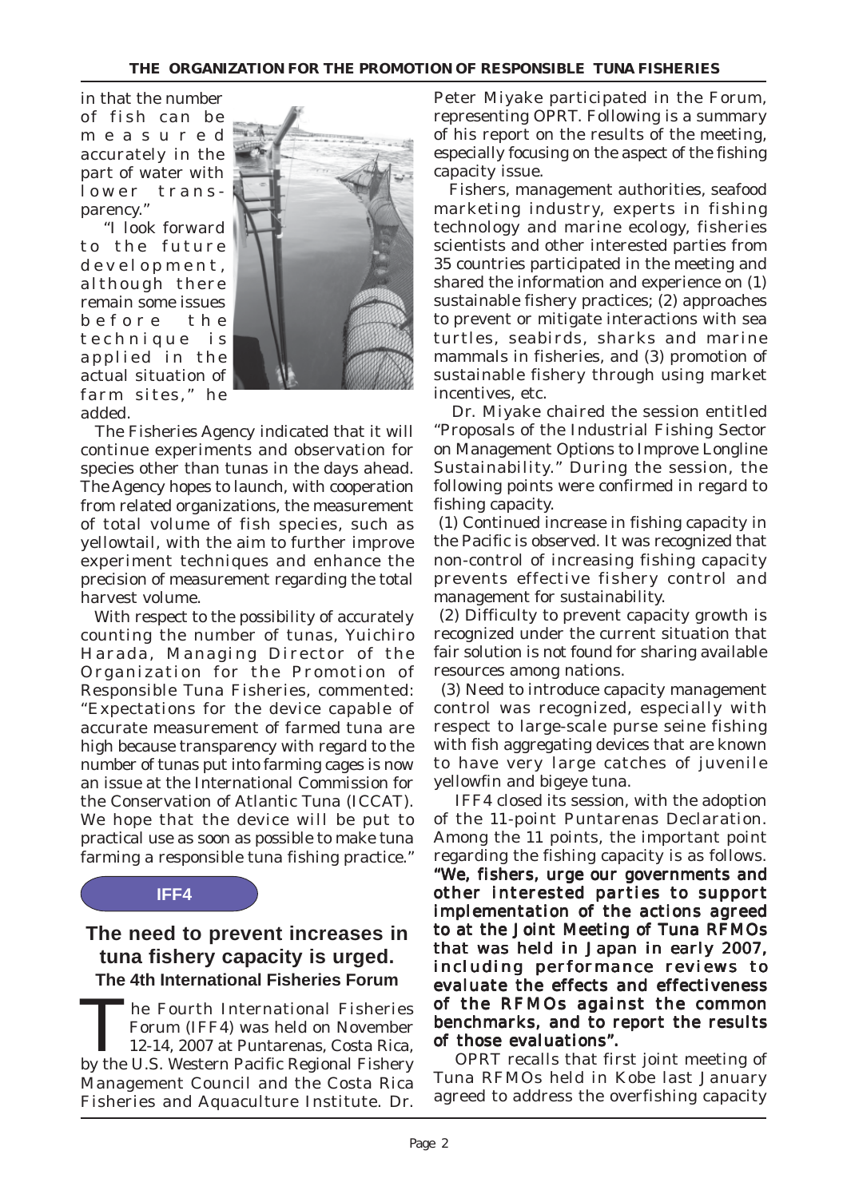in that the number of fish can be measured accurately in the part of water with lower transparency."

"I look forward to the future development, although there remain some issues before the technique is applied in the actual situation of farm sites," he added.

The Fisheries Agency indicated that it will continue experiments and observation for species other than tunas in the days ahead. The Agency hopes to launch, with cooperation from related organizations, the measurement of total volume of fish species, such as yellowtail, with the aim to further improve experiment techniques and enhance the precision of measurement regarding the total harvest volume.

With respect to the possibility of accurately counting the number of tunas, Yuichiro Harada, Managing Director of the Organization for the Promotion of Responsible Tuna Fisheries, commented: "Expectations for the device capable of accurate measurement of farmed tuna are high because transparency with regard to the number of tunas put into farming cages is now an issue at the International Commission for the Conservation of Atlantic Tuna (ICCAT). We hope that the device will be put to practical use as soon as possible to make tuna farming a responsible tuna fishing practice."

**IFF4**

## The need to prevent increases in tuna fishery capacity is urged.

### The 4th International Fisheries Forum

The Fourth International Fisheries Forum (IFF4) was held on November 12-14, 2007 at Puntarenas, Costa Rica, by the U.S. Western Pacific Regional Fishery Management Council and the Costa Rica Fisheries and Aquaculture Institute. Dr. Peter Miyake participated in the Forum, representing OPRT. Following is a summary of his report on the results of the meeting, especially focusing on the aspect of the fishing capacity issue.

Fishers, management authorities, seafood marketing industry, experts in fishing technology and marine ecology, fisheries scientists and other interested parties from 35 countries participated in the meeting and shared the information and experience on (1) sustainable fishery practices; (2) approaches to prevent or mitigate interactions with sea turtles, seabirds, sharks and marine mammals in fisheries, and (3) promotion of sustainable fishery through using market incentives, etc.

Dr. Miyake chaired the session entitled "Proposals of the Industrial Fishing Sector on Management Options to Improve Longline Sustainability." During the session, the following points were confirmed in regard to fishing capacity.

(1) Continued increase in fishing capacity in the Pacific is observed. It was recognized that non-control of increasing fishing capacity prevents effective fishery control and management for sustainability.

(2) Difficulty to prevent capacity growth is recognized under the current situation that fair solution is not found for sharing available resources among nations.

(3) Need to introduce capacity management control was recognized, especially with respect to large-scale purse seine fishing with fish aggregating devices that are known to have very large catches of juvenile yellowfin and bigeye tuna.

IFF4 closed its session, with the adoption of the 11-point Puntarenas Declaration. Among the 11 points, the important point regarding the fishing capacity is as follows. **"We, fishers, urge our governments and other interested parties to support implementation of the actions agreed to at the Joint Meeting of Tuna RFMOs that was held in Japan in early 2007, including performance reviews to evaluate the effects and effectiveness of the RFMOs against the common benchmarks, and to report the results of those evaluations".**

OPRT recalls that first joint meeting of Tuna RFMOs held in Kobe last January agreed to address the overfishing capacity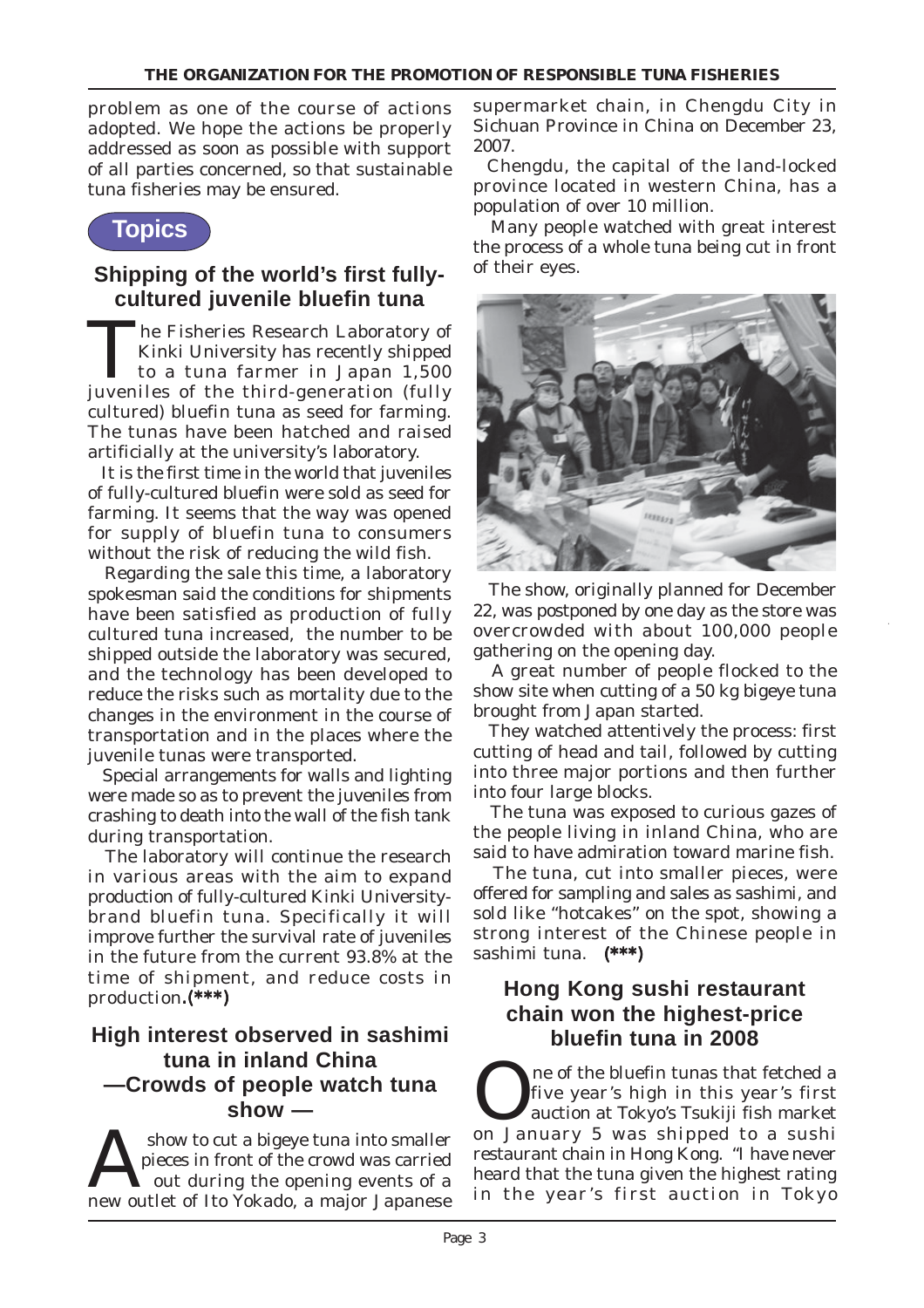problem as one of the course of actions adopted. We hope the actions be properly addressed as soon as possible with support of all parties concerned, so that sustainable tuna fisheries may be ensured.

# Topics

## Shipping of the world's first fully-cultured juvenile bluefin tuna

The Fisheries Research Laboratory of Kinki University has recently shipped to a tuna farmer in Japan 1,500 juveniles of the third-generation (fully cultured) bluefin tuna as seed for farming. The tunas have been hatched and raised artificially at the university's laboratory.

It is the first time in the world that juveniles of fully-cultured bluefin were sold as seed for farming. It seems that the way was opened for supply of bluefin tuna to consumers without the risk of reducing the wild fish.

Regarding the sale this time, a laboratory spokesman said the conditions for shipments have been satisfied as production of fully cultured tuna increased, the number to be shipped outside the laboratory was secured, and the technology has been developed to reduce the risks such as mortality due to the changes in the environment in the course of transportation and in the places where the juvenile tunas were transported.

Special arrangements for walls and lighting were made so as to prevent the juveniles from crashing to death into the wall of the fish tank during transportation.

The laboratory will continue the research in various areas with the aim to expand production of fully-cultured Kinki University-brand bluefin tuna. Specifically it will improve further the survival rate of juveniles in the future from the current 93.8% at the time of shipment, and reduce costs in production.**(\*\*\*)**

## High interest observed in sashimi tuna in inland China —Crowds of people watch tuna show —

A show to cut a bigeye tuna into smaller pieces in front of the crowd was carried out during the opening events of a new outlet of Ito Yokado, a major Japanese supermarket chain, in Chengdu City in Sichuan Province in China on December 23, 2007.

Chengdu, the capital of the land-locked province located in western China, has a population of over 10 million.

Many people watched with great interest the process of a whole tuna being cut in front of their eyes.

The show, originally planned for December 22, was postponed by one day as the store was overcrowded with about 100,000 people gathering on the opening day.

A great number of people flocked to the show site when cutting of a 50 kg bigeye tuna brought from Japan started.

They watched attentively the process: first cutting of head and tail, followed by cutting into three major portions and then further into four large blocks.

The tuna was exposed to curious gazes of the people living in inland China, who are said to have admiration toward marine fish.

The tuna, cut into smaller pieces, were offered for sampling and sales as sashimi, and sold like "hotcakes" on the spot, showing a strong interest of the Chinese people in sashimi tuna. **(\*\*\*)**

## Hong Kong sushi restaurant chain won the highest-price bluefin tuna in 2008

One of the bluefin tunas that fetched a five year's high in this year's first auction at Tokyo's Tsukiji fish market on January 5 was shipped to a sushi restaurant chain in Hong Kong. "I have never heard that the tuna given the highest rating in the year's first auction in Tokyo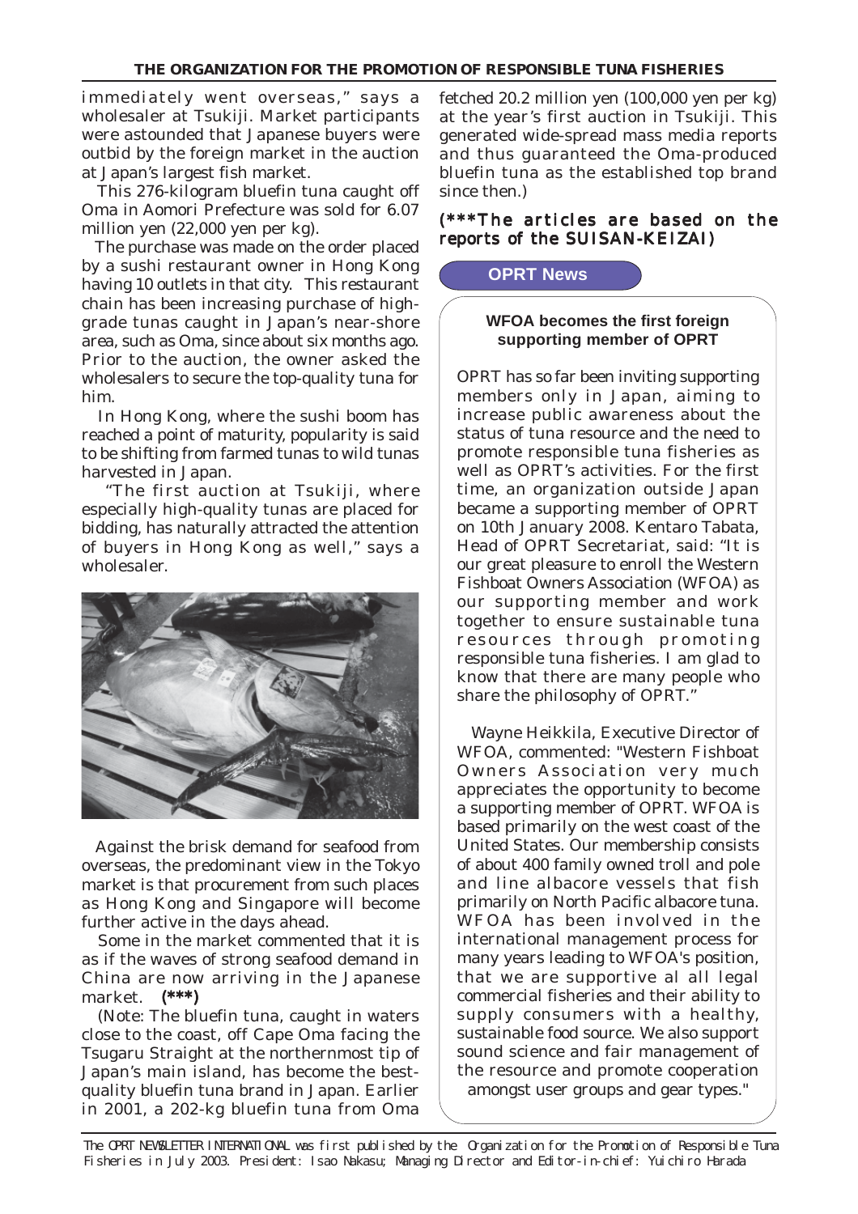immediately went overseas," says a wholesaler at Tsukiji. Market participants were astounded that Japanese buyers were outbid by the foreign market in the auction at Japan's largest fish market.

This 276-kilogram bluefin tuna caught off Oma in Aomori Prefecture was sold for 6.07 million yen (22,000 yen per kg).

The purchase was made on the order placed by a sushi restaurant owner in Hong Kong having 10 outlets in that city. This restaurant chain has been increasing purchase of high-grade tunas caught in Japan's near-shore area, such as Oma, since about six months ago. Prior to the auction, the owner asked the wholesalers to secure the top-quality tuna for him.

In Hong Kong, where the sushi boom has reached a point of maturity, popularity is said to be shifting from farmed tunas to wild tunas harvested in Japan.

"The first auction at Tsukiji, where especially high-quality tunas are placed for bidding, has naturally attracted the attention of buyers in Hong Kong as well," says a wholesaler.

Against the brisk demand for seafood from overseas, the predominant view in the Tokyo market is that procurement from such places as Hong Kong and Singapore will become further active in the days ahead.

Some in the market commented that it is as if the waves of strong seafood demand in China are now arriving in the Japanese market. **(***)**

(Note: The bluefin tuna, caught in waters close to the coast, off Cape Oma facing the Tsugaru Straight at the northernmost tip of Japan's main island, has become the best-quality bluefin tuna brand in Japan. Earlier in 2001, a 202-kg bluefin tuna from Oma fetched 20.2 million yen (100,000 yen per kg) at the year's first auction in Tsukiji. This generated wide-spread mass media reports and thus guaranteed the Oma-produced bluefin tuna as the established top brand since then.)

**(***The articles are based on the reports of the SUISAN-KEIZAI)**

## OPRT News

### WFOA becomes the first foreign supporting member of OPRT

OPRT has so far been inviting supporting members only in Japan, aiming to increase public awareness about the status of tuna resource and the need to promote responsible tuna fisheries as well as OPRT's activities. For the first time, an organization outside Japan became a supporting member of OPRT on 10th January 2008. Kentaro Tabata, Head of OPRT Secretariat, said: "It is our great pleasure to enroll the Western Fishboat Owners Association (WFOA) as our supporting member and work together to ensure sustainable tuna resources through promoting responsible tuna fisheries. I am glad to know that there are many people who share the philosophy of OPRT."

Wayne Heikkila, Executive Director of WFOA, commented: "Western Fishboat Owners Association very much appreciates the opportunity to become a supporting member of OPRT. WFOA is based primarily on the west coast of the United States. Our membership consists of about 400 family owned troll and pole and line albacore vessels that fish primarily on North Pacific albacore tuna. WFOA has been involved in the international management process for many years leading to WFOA's position, that we are supportive al all legal commercial fisheries and their ability to supply consumers with a healthy, sustainable food source. We also support sound science and fair management of the resource and promote cooperation amongst user groups and gear types."

The OPRT NEWSLETTER INTERNATIONAL was first published by the Organization for the Promotion of Responsible Tuna Fisheries in July 2003. President: Isao Nakasu; Managing Director and Editor-in-chief: Yuichiro Harada